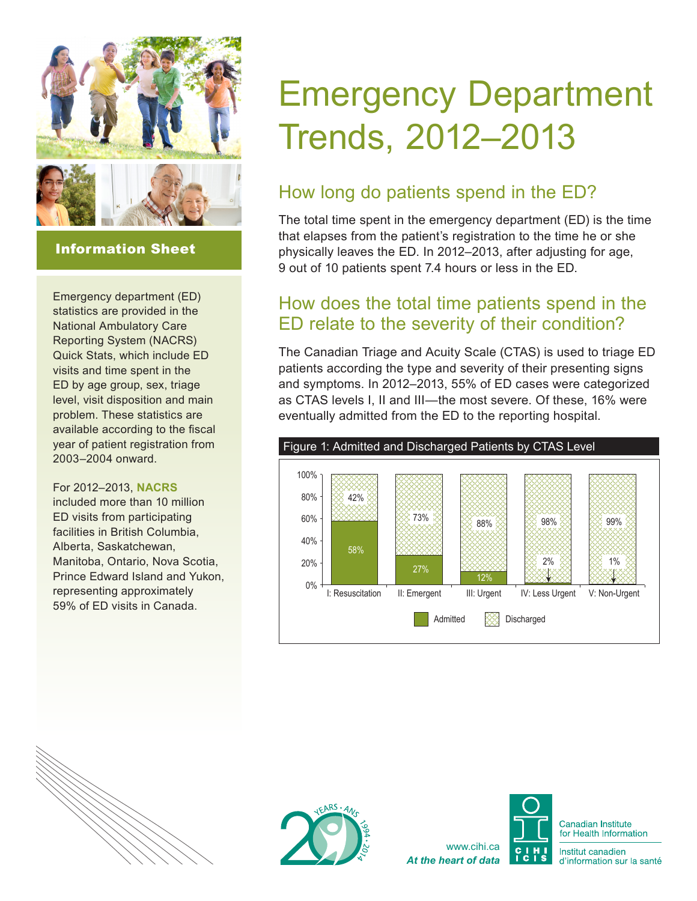# Emergency Department Trends, 2012–2013

**Information Sheet**

Emergency department (ED) statistics are provided in the National Ambulatory Care Reporting System (NACRS) Quick Stats, which include ED visits and time spent in the ED by age group, sex, triage level, visit disposition and main problem. These statistics are available according to the fiscal year of patient registration from 2003–2004 onward.

For 2012–2013, **NACRS** included more than 10 million ED visits from participating facilities in British Columbia, Alberta, Saskatchewan, Manitoba, Ontario, Nova Scotia, Prince Edward Island and Yukon, representing approximately 59% of ED visits in Canada.

## How long do patients spend in the ED?

The total time spent in the emergency department (ED) is the time that elapses from the patient's registration to the time he or she physically leaves the ED. In 2012–2013, after adjusting for age, 9 out of 10 patients spent 7.4 hours or less in the ED.

## How does the total time patients spend in the ED relate to the severity of their condition?

The Canadian Triage and Acuity Scale (CTAS) is used to triage ED patients according the type and severity of their presenting signs and symptoms. In 2012–2013, 55% of ED cases were categorized as CTAS levels I, II and III—the most severe. Of these, 16% were eventually admitted from the ED to the reporting hospital.

Figure 1: Admitted and Discharged Patients by CTAS Level

| CTAS Level | Admitted | Discharged |
|---|---|---|
| I: Resuscitation | 58% | 42% |
| II: Emergent | 27% | 73% |
| III: Urgent | 12% | 88% |
| IV: Less Urgent | 2% | 98% |
| V: Non-Urgent | 1% | 99% |

www.cihi.ca

*At the heart of data*

Canadian Institute for Health Information

Institut canadien d'information sur la santé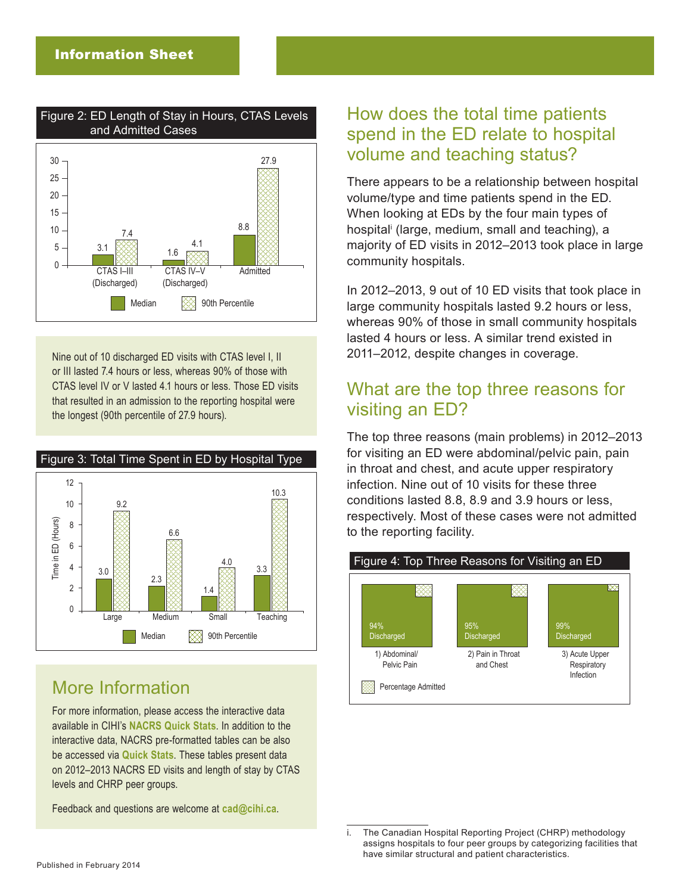**Information Sheet**

Figure 2: ED Length of Stay in Hours, CTAS Levels and Admitted Cases

30
25
20
15
10
5
0

3.1
7.4
CTAS I–III (Discharged)

1.6
4.1
CTAS IV–V (Discharged)

8.8
27.9
Admitted

Median
90th Percentile

Nine out of 10 discharged ED visits with CTAS level I, II or III lasted 7.4 hours or less, whereas 90% of those with CTAS level IV or V lasted 4.1 hours or less. Those ED visits that resulted in an admission to the reporting hospital were the longest (90th percentile of 27.9 hours).

Figure 3: Total Time Spent in ED by Hospital Type

Time in ED (Hours)
12
10
8
6
4
2
0

3.0
9.2
Large

2.3
6.6
Medium

1.4
4.0
Small

3.3
10.3
Teaching

Median
90th Percentile

## More Information

For more information, please access the interactive data available in CIHI's **NACRS Quick Stats**. In addition to the interactive data, NACRS pre-formatted tables can be also be accessed via **Quick Stats**. These tables present data on 2012–2013 NACRS ED visits and length of stay by CTAS levels and CHRP peer groups.

Feedback and questions are welcome at **cad@cihi.ca**.

Published in February 2014

## How does the total time patients spend in the ED relate to hospital volume and teaching status?

There appears to be a relationship between hospital volume/type and time patients spend in the ED. When looking at EDs by the four main types of hospital[i] (large, medium, small and teaching), a majority of ED visits in 2012–2013 took place in large community hospitals.

In 2012–2013, 9 out of 10 ED visits that took place in large community hospitals lasted 9.2 hours or less, whereas 90% of those in small community hospitals lasted 4 hours or less. A similar trend existed in 2011–2012, despite changes in coverage.

## What are the top three reasons for visiting an ED?

The top three reasons (main problems) in 2012–2013 for visiting an ED were abdominal/pelvic pain, pain in throat and chest, and acute upper respiratory infection. Nine out of 10 visits for these three conditions lasted 8.8, 8.9 and 3.9 hours or less, respectively. Most of these cases were not admitted to the reporting facility.

Figure 4: Top Three Reasons for Visiting an ED

94% Discharged
1) Abdominal/ Pelvic Pain

95% Discharged
2) Pain in Throat and Chest

99% Discharged
3) Acute Upper Respiratory Infection

Percentage Admitted

i. The Canadian Hospital Reporting Project (CHRP) methodology assigns hospitals to four peer groups by categorizing facilities that have similar structural and patient characteristics.